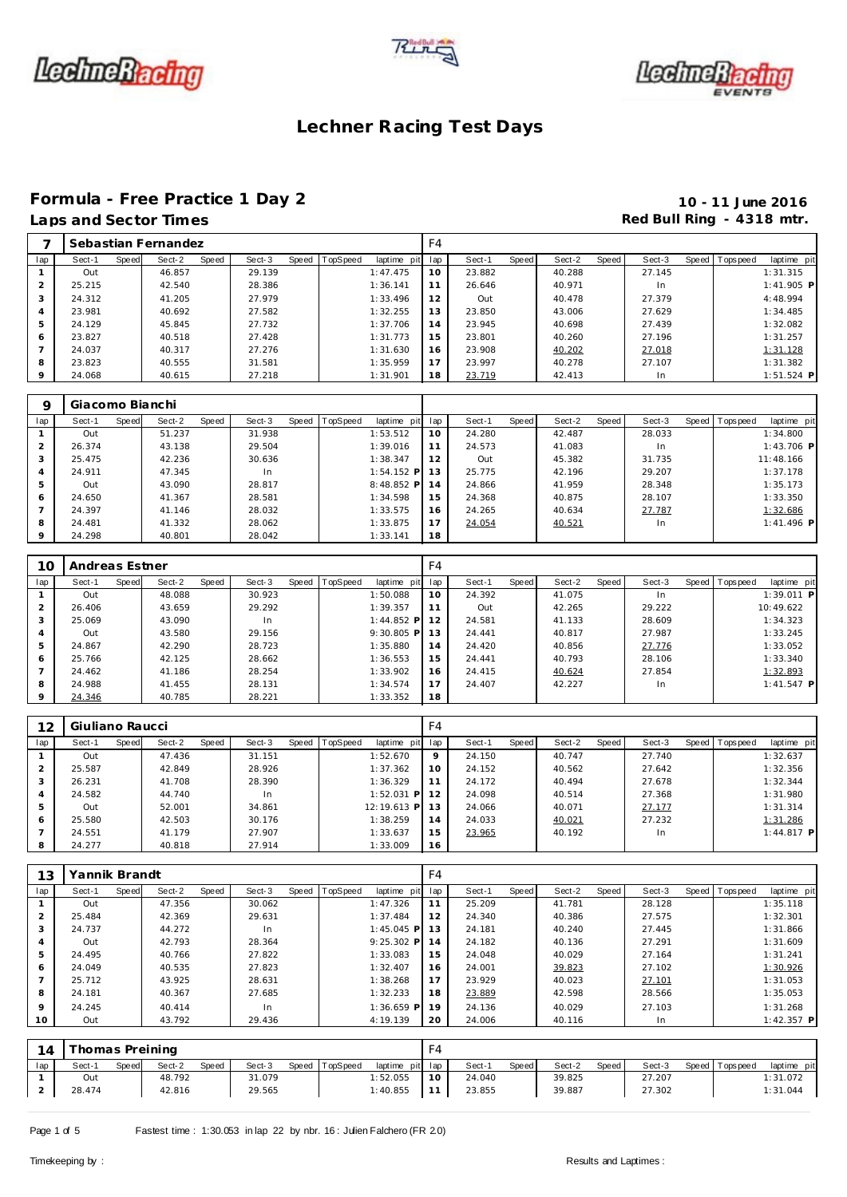# Lechner Racing Test Days

## Formula - Free Practice 1 Day 2

**Laps and Sector Times**

**10 - 11 June 2016**
**Red Bull Ring - 4318 mtr.**

| 7 | Sebastian Fernandez | | | | | | | | F4 | | | | | | | | |
|---|---|---|---|---|---|---|---|---|---|---|---|---|---|---|---|---|---|
| lap | Sect-1 | Speed | Sect-2 | Speed | Sect-3 | Speed | TopSpeed | laptime pit | lap | Sect-1 | Speed | Sect-2 | Speed | Sect-3 | Speed | Topspeed | laptime pit |
| 1 | Out | | 46.857 | | 29.139 | | | 1:47.475 | 10 | 23.882 | | 40.288 | | 27.145 | | | 1:31.315 |
| 2 | 25.215 | | 42.540 | | 28.386 | | | 1:36.141 | 11 | 26.646 | | 40.971 | | In | | | 1:41.905 P |
| 3 | 24.312 | | 41.205 | | 27.979 | | | 1:33.496 | 12 | Out | | 40.478 | | 27.379 | | | 4:48.994 |
| 4 | 23.981 | | 40.692 | | 27.582 | | | 1:32.255 | 13 | 23.850 | | 43.006 | | 27.629 | | | 1:34.485 |
| 5 | 24.129 | | 45.845 | | 27.732 | | | 1:37.706 | 14 | 23.945 | | 40.698 | | 27.439 | | | 1:32.082 |
| 6 | 23.827 | | 40.518 | | 27.428 | | | 1:31.773 | 15 | 23.801 | | 40.260 | | 27.196 | | | 1:31.257 |
| 7 | 24.037 | | 40.317 | | 27.276 | | | 1:31.630 | 16 | 23.908 | | 40.202 | | 27.018 | | | 1:31.128 |
| 8 | 23.823 | | 40.555 | | 31.581 | | | 1:35.959 | 17 | 23.997 | | 40.278 | | 27.107 | | | 1:31.382 |
| 9 | 24.068 | | 40.615 | | 27.218 | | | 1:31.901 | 18 | 23.719 | | 42.413 | | In | | | 1:51.524 P |

| 9 | Giacomo Bianchi | | | | | | | | | | | | | | | | |
|---|---|---|---|---|---|---|---|---|---|---|---|---|---|---|---|---|---|
| lap | Sect-1 | Speed | Sect-2 | Speed | Sect-3 | Speed | TopSpeed | laptime pit | lap | Sect-1 | Speed | Sect-2 | Speed | Sect-3 | Speed | Topspeed | laptime pit |
| 1 | Out | | 51.237 | | 31.938 | | | 1:53.512 | 10 | 24.280 | | 42.487 | | 28.033 | | | 1:34.800 |
| 2 | 26.374 | | 43.138 | | 29.504 | | | 1:39.016 | 11 | 24.573 | | 41.083 | | In | | | 1:43.706 P |
| 3 | 25.475 | | 42.236 | | 30.636 | | | 1:38.347 | 12 | Out | | 45.382 | | 31.735 | | | 11:48.166 |
| 4 | 24.911 | | 47.345 | | In | | | 1:54.152 P | 13 | 25.775 | | 42.196 | | 29.207 | | | 1:37.178 |
| 5 | Out | | 43.090 | | 28.817 | | | 8:48.852 P | 14 | 24.866 | | 41.959 | | 28.348 | | | 1:35.173 |
| 6 | 24.650 | | 41.367 | | 28.581 | | | 1:34.598 | 15 | 24.368 | | 40.875 | | 28.107 | | | 1:33.350 |
| 7 | 24.397 | | 41.146 | | 28.032 | | | 1:33.575 | 16 | 24.265 | | 40.634 | | 27.787 | | | 1:32.686 |
| 8 | 24.481 | | 41.332 | | 28.062 | | | 1:33.875 | 17 | 24.054 | | 40.521 | | In | | | 1:41.496 P |
| 9 | 24.298 | | 40.801 | | 28.042 | | | 1:33.141 | 18 | | | | | | | | |

| 10 | Andreas Estner | | | | | | | | F4 | | | | | | | | |
|---|---|---|---|---|---|---|---|---|---|---|---|---|---|---|---|---|---|
| lap | Sect-1 | Speed | Sect-2 | Speed | Sect-3 | Speed | TopSpeed | laptime pit | lap | Sect-1 | Speed | Sect-2 | Speed | Sect-3 | Speed | Topspeed | laptime pit |
| 1 | Out | | 48.088 | | 30.923 | | | 1:50.088 | 10 | 24.392 | | 41.075 | | In | | | 1:39.011 P |
| 2 | 26.406 | | 43.659 | | 29.292 | | | 1:39.357 | 11 | Out | | 42.265 | | 29.222 | | | 10:49.622 |
| 3 | 25.069 | | 43.090 | | In | | | 1:44.852 P | 12 | 24.581 | | 41.133 | | 28.609 | | | 1:34.323 |
| 4 | Out | | 43.580 | | 29.156 | | | 9:30.805 P | 13 | 24.441 | | 40.817 | | 27.987 | | | 1:33.245 |
| 5 | 24.867 | | 42.290 | | 28.723 | | | 1:35.880 | 14 | 24.420 | | 40.856 | | 27.776 | | | 1:33.052 |
| 6 | 25.766 | | 42.125 | | 28.662 | | | 1:36.553 | 15 | 24.441 | | 40.793 | | 28.106 | | | 1:33.340 |
| 7 | 24.462 | | 41.186 | | 28.254 | | | 1:33.902 | 16 | 24.415 | | 40.624 | | 27.854 | | | 1:32.893 |
| 8 | 24.988 | | 41.455 | | 28.131 | | | 1:34.574 | 17 | 24.407 | | 42.227 | | In | | | 1:41.547 P |
| 9 | 24.346 | | 40.785 | | 28.221 | | | 1:33.352 | 18 | | | | | | | | |

| 12 | Giuliano Raucci | | | | | | | | F4 | | | | | | | | |
|---|---|---|---|---|---|---|---|---|---|---|---|---|---|---|---|---|---|
| lap | Sect-1 | Speed | Sect-2 | Speed | Sect-3 | Speed | TopSpeed | laptime pit | lap | Sect-1 | Speed | Sect-2 | Speed | Sect-3 | Speed | Topspeed | laptime pit |
| 1 | Out | | 47.436 | | 31.151 | | | 1:52.670 | 9 | 24.150 | | 40.747 | | 27.740 | | | 1:32.637 |
| 2 | 25.587 | | 42.849 | | 28.926 | | | 1:37.362 | 10 | 24.152 | | 40.562 | | 27.642 | | | 1:32.356 |
| 3 | 26.231 | | 41.708 | | 28.390 | | | 1:36.329 | 11 | 24.172 | | 40.494 | | 27.678 | | | 1:32.344 |
| 4 | 24.582 | | 44.740 | | In | | | 1:52.031 P | 12 | 24.098 | | 40.514 | | 27.368 | | | 1:31.980 |
| 5 | Out | | 52.001 | | 34.861 | | | 12:19.613 P | 13 | 24.066 | | 40.071 | | 27.177 | | | 1:31.314 |
| 6 | 25.580 | | 42.503 | | 30.176 | | | 1:38.259 | 14 | 24.033 | | 40.021 | | 27.232 | | | 1:31.286 |
| 7 | 24.551 | | 41.179 | | 27.907 | | | 1:33.637 | 15 | 23.965 | | 40.192 | | In | | | 1:44.817 P |
| 8 | 24.277 | | 40.818 | | 27.914 | | | 1:33.009 | 16 | | | | | | | | |

| 13 | Yannik Brandt | | | | | | | | F4 | | | | | | | | |
|---|---|---|---|---|---|---|---|---|---|---|---|---|---|---|---|---|---|
| lap | Sect-1 | Speed | Sect-2 | Speed | Sect-3 | Speed | TopSpeed | laptime pit | lap | Sect-1 | Speed | Sect-2 | Speed | Sect-3 | Speed | Topspeed | laptime pit |
| 1 | Out | | 47.356 | | 30.062 | | | 1:47.326 | 11 | 25.209 | | 41.781 | | 28.128 | | | 1:35.118 |
| 2 | 25.484 | | 42.369 | | 29.631 | | | 1:37.484 | 12 | 24.340 | | 40.386 | | 27.575 | | | 1:32.301 |
| 3 | 24.737 | | 44.272 | | In | | | 1:45.045 P | 13 | 24.181 | | 40.240 | | 27.445 | | | 1:31.866 |
| 4 | Out | | 42.793 | | 28.364 | | | 9:25.302 P | 14 | 24.182 | | 40.136 | | 27.291 | | | 1:31.609 |
| 5 | 24.495 | | 40.766 | | 27.822 | | | 1:33.083 | 15 | 24.048 | | 40.029 | | 27.164 | | | 1:31.241 |
| 6 | 24.049 | | 40.535 | | 27.823 | | | 1:32.407 | 16 | 24.001 | | 39.823 | | 27.102 | | | 1:30.926 |
| 7 | 25.712 | | 43.925 | | 28.631 | | | 1:38.268 | 17 | 23.929 | | 40.023 | | 27.101 | | | 1:31.053 |
| 8 | 24.181 | | 40.367 | | 27.685 | | | 1:32.233 | 18 | 23.889 | | 42.598 | | 28.566 | | | 1:35.053 |
| 9 | 24.245 | | 40.414 | | In | | | 1:36.659 P | 19 | 24.136 | | 40.029 | | 27.103 | | | 1:31.268 |
| 10 | Out | | 43.792 | | 29.436 | | | 4:19.139 | 20 | 24.006 | | 40.116 | | In | | | 1:42.357 P |

| 14 | Thomas Preining | | | | | | | | F4 | | | | | | | | |
|---|---|---|---|---|---|---|---|---|---|---|---|---|---|---|---|---|---|
| lap | Sect-1 | Speed | Sect-2 | Speed | Sect-3 | Speed | TopSpeed | laptime pit | lap | Sect-1 | Speed | Sect-2 | Speed | Sect-3 | Speed | Topspeed | laptime pit |
| 1 | Out | | 48.792 | | 31.079 | | | 1:52.055 | 10 | 24.040 | | 39.825 | | 27.207 | | | 1:31.072 |
| 2 | 28.474 | | 42.816 | | 29.565 | | | 1:40.855 | 11 | 23.855 | | 39.887 | | 27.302 | | | 1:31.044 |

Fastest time : 1:30.053 in lap 22 by nbr. 16 : Julien Falchero (FR 2.0)

Timekeeping by :

Results and Laptimes :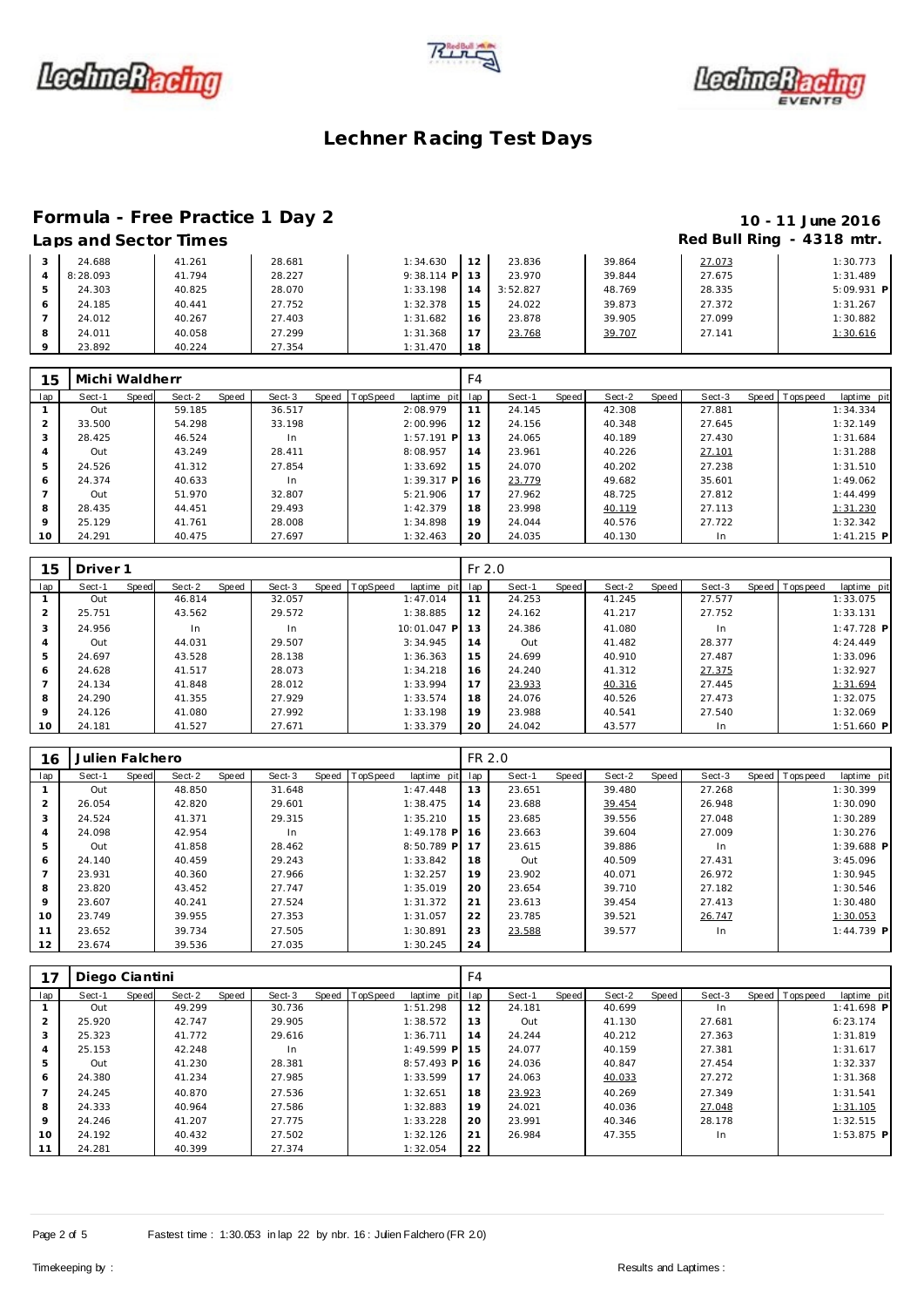# Lechner Racing Test Days

## Formula - Free Practice 1 Day 2

**10 - 11 June 2016**

### Laps and Sector Times

**Red Bull Ring - 4318 mtr.**

| lap | Sect-1 | Speed | Sect-2 | Speed | Sect-3 | Speed | TopSpeed | laptime pit | lap | Sect-1 | Speed | Sect-2 | Speed | Sect-3 | Speed | Topspeed | laptime pit |
|---|---|---|---|---|---|---|---|---|---|---|---|---|---|---|---|---|---|
| 3 | 24.688 | | 41.261 | | 28.681 | | | 1:34.630 | 12 | 23.836 | | 39.864 | | 27.073 | | | 1:30.773 |
| 4 | 8:28.093 | | 41.794 | | 28.227 | | | 9:38.114 P | 13 | 23.970 | | 39.844 | | 27.675 | | | 1:31.489 |
| 5 | 24.303 | | 40.825 | | 28.070 | | | 1:33.198 | 14 | 3:52.827 | | 48.769 | | 28.335 | | | 5:09.931 P |
| 6 | 24.185 | | 40.441 | | 27.752 | | | 1:32.378 | 15 | 24.022 | | 39.873 | | 27.372 | | | 1:31.267 |
| 7 | 24.012 | | 40.267 | | 27.403 | | | 1:31.682 | 16 | 23.878 | | 39.905 | | 27.099 | | | 1:30.882 |
| 8 | 24.011 | | 40.058 | | 27.299 | | | 1:31.368 | 17 | 23.768 | | 39.707 | | 27.141 | | | 1:30.616 |
| 9 | 23.892 | | 40.224 | | 27.354 | | | 1:31.470 | 18 | | | | | | | | |

**15 Michi Waldherr** — F4

| lap | Sect-1 | Speed | Sect-2 | Speed | Sect-3 | Speed | TopSpeed | laptime pit | lap | Sect-1 | Speed | Sect-2 | Speed | Sect-3 | Speed | Topspeed | laptime pit |
|---|---|---|---|---|---|---|---|---|---|---|---|---|---|---|---|---|---|
| 1 | Out | | 59.185 | | 36.517 | | | 2:08.979 | 11 | 24.145 | | 42.308 | | 27.881 | | | 1:34.334 |
| 2 | 33.500 | | 54.298 | | 33.198 | | | 2:00.996 | 12 | 24.156 | | 40.348 | | 27.645 | | | 1:32.149 |
| 3 | 28.425 | | 46.524 | | In | | | 1:57.191 P | 13 | 24.065 | | 40.189 | | 27.430 | | | 1:31.684 |
| 4 | Out | | 43.249 | | 28.411 | | | 8:08.957 | 14 | 23.961 | | 40.226 | | 27.101 | | | 1:31.288 |
| 5 | 24.526 | | 41.312 | | 27.854 | | | 1:33.692 | 15 | 24.070 | | 40.202 | | 27.238 | | | 1:31.510 |
| 6 | 24.374 | | 40.633 | | In | | | 1:39.317 P | 16 | 23.779 | | 49.682 | | 35.601 | | | 1:49.062 |
| 7 | Out | | 51.970 | | 32.807 | | | 5:21.906 | 17 | 27.962 | | 48.725 | | 27.812 | | | 1:44.499 |
| 8 | 28.435 | | 44.451 | | 29.493 | | | 1:42.379 | 18 | 23.998 | | 40.119 | | 27.113 | | | 1:31.230 |
| 9 | 25.129 | | 41.761 | | 28.008 | | | 1:34.898 | 19 | 24.044 | | 40.576 | | 27.722 | | | 1:32.342 |
| 10 | 24.291 | | 40.475 | | 27.697 | | | 1:32.463 | 20 | 24.035 | | 40.130 | | In | | | 1:41.215 P |

**15 Driver 1** — Fr 2.0

| lap | Sect-1 | Speed | Sect-2 | Speed | Sect-3 | Speed | TopSpeed | laptime pit | lap | Sect-1 | Speed | Sect-2 | Speed | Sect-3 | Speed | Topspeed | laptime pit |
|---|---|---|---|---|---|---|---|---|---|---|---|---|---|---|---|---|---|
| 1 | Out | | 46.814 | | 32.057 | | | 1:47.014 | 11 | 24.253 | | 41.245 | | 27.577 | | | 1:33.075 |
| 2 | 25.751 | | 43.562 | | 29.572 | | | 1:38.885 | 12 | 24.162 | | 41.217 | | 27.752 | | | 1:33.131 |
| 3 | 24.956 | | In | | In | | | 10:01.047 P | 13 | 24.386 | | 41.080 | | In | | | 1:47.728 P |
| 4 | Out | | 44.031 | | 29.507 | | | 3:34.945 | 14 | Out | | 41.482 | | 28.377 | | | 4:24.449 |
| 5 | 24.697 | | 43.528 | | 28.138 | | | 1:36.363 | 15 | 24.699 | | 40.910 | | 27.487 | | | 1:33.096 |
| 6 | 24.628 | | 41.517 | | 28.073 | | | 1:34.218 | 16 | 24.240 | | 41.312 | | 27.375 | | | 1:32.927 |
| 7 | 24.134 | | 41.848 | | 28.012 | | | 1:33.994 | 17 | 23.933 | | 40.316 | | 27.445 | | | 1:31.694 |
| 8 | 24.290 | | 41.355 | | 27.929 | | | 1:33.574 | 18 | 24.076 | | 40.526 | | 27.473 | | | 1:32.075 |
| 9 | 24.126 | | 41.080 | | 27.992 | | | 1:33.198 | 19 | 23.988 | | 40.541 | | 27.540 | | | 1:32.069 |
| 10 | 24.181 | | 41.527 | | 27.671 | | | 1:33.379 | 20 | 24.042 | | 43.577 | | In | | | 1:51.660 P |

**16 Julien Falchero** — FR 2.0

| lap | Sect-1 | Speed | Sect-2 | Speed | Sect-3 | Speed | TopSpeed | laptime pit | lap | Sect-1 | Speed | Sect-2 | Speed | Sect-3 | Speed | Topspeed | laptime pit |
|---|---|---|---|---|---|---|---|---|---|---|---|---|---|---|---|---|---|
| 1 | Out | | 48.850 | | 31.648 | | | 1:47.448 | 13 | 23.651 | | 39.480 | | 27.268 | | | 1:30.399 |
| 2 | 26.054 | | 42.820 | | 29.601 | | | 1:38.475 | 14 | 23.688 | | 39.454 | | 26.948 | | | 1:30.090 |
| 3 | 24.524 | | 41.371 | | 29.315 | | | 1:35.210 | 15 | 23.685 | | 39.556 | | 27.048 | | | 1:30.289 |
| 4 | 24.098 | | 42.954 | | In | | | 1:49.178 P | 16 | 23.663 | | 39.604 | | 27.009 | | | 1:30.276 |
| 5 | Out | | 41.858 | | 28.462 | | | 8:50.789 P | 17 | 23.615 | | 39.886 | | In | | | 1:39.688 P |
| 6 | 24.140 | | 40.459 | | 29.243 | | | 1:33.842 | 18 | Out | | 40.509 | | 27.431 | | | 3:45.096 |
| 7 | 23.931 | | 40.360 | | 27.966 | | | 1:32.257 | 19 | 23.902 | | 40.071 | | 26.972 | | | 1:30.945 |
| 8 | 23.820 | | 43.452 | | 27.747 | | | 1:35.019 | 20 | 23.654 | | 39.710 | | 27.182 | | | 1:30.546 |
| 9 | 23.607 | | 40.241 | | 27.524 | | | 1:31.372 | 21 | 23.613 | | 39.454 | | 27.413 | | | 1:30.480 |
| 10 | 23.749 | | 39.955 | | 27.353 | | | 1:31.057 | 22 | 23.785 | | 39.521 | | 26.747 | | | 1:30.053 |
| 11 | 23.652 | | 39.734 | | 27.505 | | | 1:30.891 | 23 | 23.588 | | 39.577 | | In | | | 1:44.739 P |
| 12 | 23.674 | | 39.536 | | 27.035 | | | 1:30.245 | 24 | | | | | | | | |

**17 Diego Ciantini** — F4

| lap | Sect-1 | Speed | Sect-2 | Speed | Sect-3 | Speed | TopSpeed | laptime pit | lap | Sect-1 | Speed | Sect-2 | Speed | Sect-3 | Speed | Topspeed | laptime pit |
|---|---|---|---|---|---|---|---|---|---|---|---|---|---|---|---|---|---|
| 1 | Out | | 49.299 | | 30.736 | | | 1:51.298 | 12 | 24.181 | | 40.699 | | In | | | 1:41.698 P |
| 2 | 25.920 | | 42.747 | | 29.905 | | | 1:38.572 | 13 | Out | | 41.130 | | 27.681 | | | 6:23.174 |
| 3 | 25.323 | | 41.772 | | 29.616 | | | 1:36.711 | 14 | 24.244 | | 40.212 | | 27.363 | | | 1:31.819 |
| 4 | 25.153 | | 42.248 | | In | | | 1:49.599 P | 15 | 24.077 | | 40.159 | | 27.381 | | | 1:31.617 |
| 5 | Out | | 41.230 | | 28.381 | | | 8:57.493 P | 16 | 24.036 | | 40.847 | | 27.454 | | | 1:32.337 |
| 6 | 24.380 | | 41.234 | | 27.985 | | | 1:33.599 | 17 | 24.063 | | 40.033 | | 27.272 | | | 1:31.368 |
| 7 | 24.245 | | 40.870 | | 27.536 | | | 1:32.651 | 18 | 23.923 | | 40.269 | | 27.349 | | | 1:31.541 |
| 8 | 24.333 | | 40.964 | | 27.586 | | | 1:32.883 | 19 | 24.021 | | 40.036 | | 27.048 | | | 1:31.105 |
| 9 | 24.246 | | 41.207 | | 27.775 | | | 1:33.228 | 20 | 23.991 | | 40.346 | | 28.178 | | | 1:32.515 |
| 10 | 24.192 | | 40.432 | | 27.502 | | | 1:32.126 | 21 | 26.984 | | 47.355 | | In | | | 1:53.875 P |
| 11 | 24.281 | | 40.399 | | 27.374 | | | 1:32.054 | 22 | | | | | | | | |

Fastest time : 1:30.053 in lap 22 by nbr. 16 : Julien Falchero (FR 2.0)

Timekeeping by : Results and Laptimes :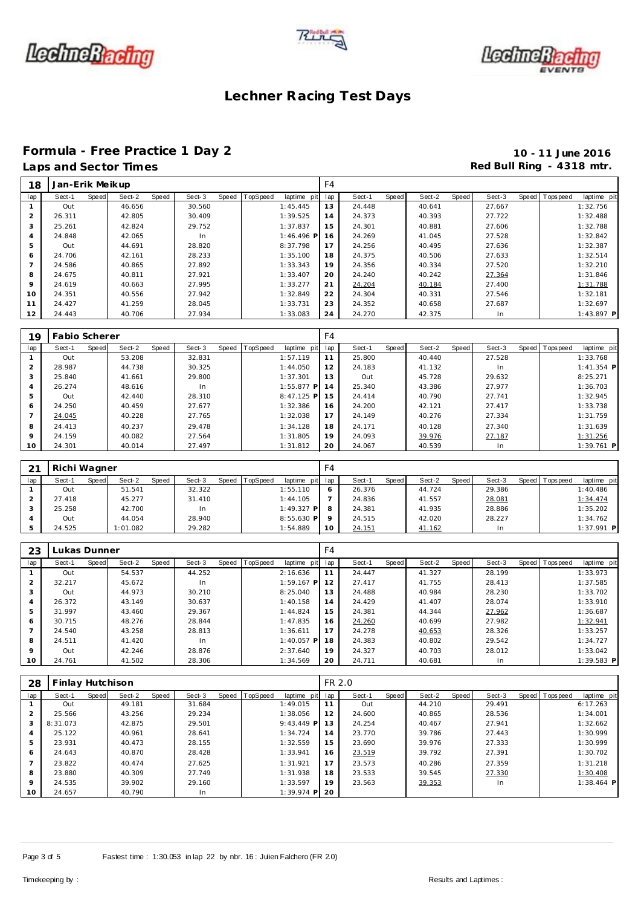# Lechner Racing Test Days

## Formula - Free Practice 1 Day 2

**10 - 11 June 2016**

### Laps and Sector Times

**Red Bull Ring - 4318 mtr.**

| 18 | Jan-Erik Meikup | | | | | | | | F4 | | | | | | | | |
|---|---|---|---|---|---|---|---|---|---|---|---|---|---|---|---|---|---|
| lap | Sect-1 | Speed | Sect-2 | Speed | Sect-3 | Speed | TopSpeed | laptime pit | lap | Sect-1 | Speed | Sect-2 | Speed | Sect-3 | Speed | Topspeed | laptime pit |
| 1 | Out | | 46.656 | | 30.560 | | | 1:45.445 | 13 | 24.448 | | 40.641 | | 27.667 | | | 1:32.756 |
| 2 | 26.311 | | 42.805 | | 30.409 | | | 1:39.525 | 14 | 24.373 | | 40.393 | | 27.722 | | | 1:32.488 |
| 3 | 25.261 | | 42.824 | | 29.752 | | | 1:37.837 | 15 | 24.301 | | 40.881 | | 27.606 | | | 1:32.788 |
| 4 | 24.848 | | 42.065 | | In | | | 1:46.496 P | 16 | 24.269 | | 41.045 | | 27.528 | | | 1:32.842 |
| 5 | Out | | 44.691 | | 28.820 | | | 8:37.798 | 17 | 24.256 | | 40.495 | | 27.636 | | | 1:32.387 |
| 6 | 24.706 | | 42.161 | | 28.233 | | | 1:35.100 | 18 | 24.375 | | 40.506 | | 27.633 | | | 1:32.514 |
| 7 | 24.586 | | 40.865 | | 27.892 | | | 1:33.343 | 19 | 24.356 | | 40.334 | | 27.520 | | | 1:32.210 |
| 8 | 24.675 | | 40.811 | | 27.921 | | | 1:33.407 | 20 | 24.240 | | 40.242 | | 27.364 | | | 1:31.846 |
| 9 | 24.619 | | 40.663 | | 27.995 | | | 1:33.277 | 21 | 24.204 | | 40.184 | | 27.400 | | | 1:31.788 |
| 10 | 24.351 | | 40.556 | | 27.942 | | | 1:32.849 | 22 | 24.304 | | 40.331 | | 27.546 | | | 1:32.181 |
| 11 | 24.427 | | 41.259 | | 28.045 | | | 1:33.731 | 23 | 24.352 | | 40.658 | | 27.687 | | | 1:32.697 |
| 12 | 24.443 | | 40.706 | | 27.934 | | | 1:33.083 | 24 | 24.270 | | 42.375 | | In | | | 1:43.897 P |

| 19 | Fabio Scherer | | | | | | | | F4 | | | | | | | | |
|---|---|---|---|---|---|---|---|---|---|---|---|---|---|---|---|---|---|
| lap | Sect-1 | Speed | Sect-2 | Speed | Sect-3 | Speed | TopSpeed | laptime pit | lap | Sect-1 | Speed | Sect-2 | Speed | Sect-3 | Speed | Topspeed | laptime pit |
| 1 | Out | | 53.208 | | 32.831 | | | 1:57.119 | 11 | 25.800 | | 40.440 | | 27.528 | | | 1:33.768 |
| 2 | 28.987 | | 44.738 | | 30.325 | | | 1:44.050 | 12 | 24.183 | | 41.132 | | In | | | 1:41.354 P |
| 3 | 25.840 | | 41.661 | | 29.800 | | | 1:37.301 | 13 | Out | | 45.728 | | 29.632 | | | 8:25.271 |
| 4 | 26.274 | | 48.616 | | In | | | 1:55.877 P | 14 | 25.340 | | 43.386 | | 27.977 | | | 1:36.703 |
| 5 | Out | | 42.440 | | 28.310 | | | 8:47.125 P | 15 | 24.414 | | 40.790 | | 27.741 | | | 1:32.945 |
| 6 | 24.250 | | 40.459 | | 27.677 | | | 1:32.386 | 16 | 24.200 | | 42.121 | | 27.417 | | | 1:33.738 |
| 7 | 24.045 | | 40.228 | | 27.765 | | | 1:32.038 | 17 | 24.149 | | 40.276 | | 27.334 | | | 1:31.759 |
| 8 | 24.413 | | 40.237 | | 29.478 | | | 1:34.128 | 18 | 24.171 | | 40.128 | | 27.340 | | | 1:31.639 |
| 9 | 24.159 | | 40.082 | | 27.564 | | | 1:31.805 | 19 | 24.093 | | 39.976 | | 27.187 | | | 1:31.256 |
| 10 | 24.301 | | 40.014 | | 27.497 | | | 1:31.812 | 20 | 24.067 | | 40.539 | | In | | | 1:39.761 P |

| 21 | Richi Wagner | | | | | | | | F4 | | | | | | | | |
|---|---|---|---|---|---|---|---|---|---|---|---|---|---|---|---|---|---|
| lap | Sect-1 | Speed | Sect-2 | Speed | Sect-3 | Speed | TopSpeed | laptime pit | lap | Sect-1 | Speed | Sect-2 | Speed | Sect-3 | Speed | Topspeed | laptime pit |
| 1 | Out | | 51.541 | | 32.322 | | | 1:55.110 | 6 | 26.376 | | 44.724 | | 29.386 | | | 1:40.486 |
| 2 | 27.418 | | 45.277 | | 31.410 | | | 1:44.105 | 7 | 24.836 | | 41.557 | | 28.081 | | | 1:34.474 |
| 3 | 25.258 | | 42.700 | | In | | | 1:49.327 P | 8 | 24.381 | | 41.935 | | 28.886 | | | 1:35.202 |
| 4 | Out | | 44.054 | | 28.940 | | | 8:55.630 P | 9 | 24.515 | | 42.020 | | 28.227 | | | 1:34.762 |
| 5 | 24.525 | | 1:01.082 | | 29.282 | | | 1:54.889 | 10 | 24.151 | | 41.162 | | In | | | 1:37.991 P |

| 23 | Lukas Dunner | | | | | | | | F4 | | | | | | | | |
|---|---|---|---|---|---|---|---|---|---|---|---|---|---|---|---|---|---|
| lap | Sect-1 | Speed | Sect-2 | Speed | Sect-3 | Speed | TopSpeed | laptime pit | lap | Sect-1 | Speed | Sect-2 | Speed | Sect-3 | Speed | Topspeed | laptime pit |
| 1 | Out | | 54.537 | | 44.252 | | | 2:16.636 | 11 | 24.447 | | 41.327 | | 28.199 | | | 1:33.973 |
| 2 | 32.217 | | 45.672 | | In | | | 1:59.167 P | 12 | 27.417 | | 41.755 | | 28.413 | | | 1:37.585 |
| 3 | Out | | 44.973 | | 30.210 | | | 8:25.040 | 13 | 24.488 | | 40.984 | | 28.230 | | | 1:33.702 |
| 4 | 26.372 | | 43.149 | | 30.637 | | | 1:40.158 | 14 | 24.429 | | 41.407 | | 28.074 | | | 1:33.910 |
| 5 | 31.997 | | 43.460 | | 29.367 | | | 1:44.824 | 15 | 24.381 | | 44.344 | | 27.962 | | | 1:36.687 |
| 6 | 30.715 | | 48.276 | | 28.844 | | | 1:47.835 | 16 | 24.260 | | 40.699 | | 27.982 | | | 1:32.941 |
| 7 | 24.540 | | 43.258 | | 28.813 | | | 1:36.611 | 17 | 24.278 | | 40.653 | | 28.326 | | | 1:33.257 |
| 8 | 24.511 | | 41.420 | | In | | | 1:40.057 P | 18 | 24.383 | | 40.802 | | 29.542 | | | 1:34.727 |
| 9 | Out | | 42.246 | | 28.876 | | | 2:37.640 | 19 | 24.327 | | 40.703 | | 28.012 | | | 1:33.042 |
| 10 | 24.761 | | 41.502 | | 28.306 | | | 1:34.569 | 20 | 24.711 | | 40.681 | | In | | | 1:39.583 P |

| 28 | Finlay Hutchison | | | | | | | | FR 2.0 | | | | | | | | |
|---|---|---|---|---|---|---|---|---|---|---|---|---|---|---|---|---|---|
| lap | Sect-1 | Speed | Sect-2 | Speed | Sect-3 | Speed | TopSpeed | laptime pit | lap | Sect-1 | Speed | Sect-2 | Speed | Sect-3 | Speed | Topspeed | laptime pit |
| 1 | Out | | 49.181 | | 31.684 | | | 1:49.015 | 11 | Out | | 44.210 | | 29.491 | | | 6:17.263 |
| 2 | 25.566 | | 43.256 | | 29.234 | | | 1:38.056 | 12 | 24.600 | | 40.865 | | 28.536 | | | 1:34.001 |
| 3 | 8:31.073 | | 42.875 | | 29.501 | | | 9:43.449 P | 13 | 24.254 | | 40.467 | | 27.941 | | | 1:32.662 |
| 4 | 25.122 | | 40.961 | | 28.641 | | | 1:34.724 | 14 | 23.770 | | 39.786 | | 27.443 | | | 1:30.999 |
| 5 | 23.931 | | 40.473 | | 28.155 | | | 1:32.559 | 15 | 23.690 | | 39.976 | | 27.333 | | | 1:30.999 |
| 6 | 24.643 | | 40.870 | | 28.428 | | | 1:33.941 | 16 | 23.519 | | 39.792 | | 27.391 | | | 1:30.702 |
| 7 | 23.822 | | 40.474 | | 27.625 | | | 1:31.921 | 17 | 23.573 | | 40.286 | | 27.359 | | | 1:31.218 |
| 8 | 23.880 | | 40.309 | | 27.749 | | | 1:31.938 | 18 | 23.533 | | 39.545 | | 27.330 | | | 1:30.408 |
| 9 | 24.535 | | 39.902 | | 29.160 | | | 1:33.597 | 19 | 23.563 | | 39.353 | | In | | | 1:38.464 P |
| 10 | 24.657 | | 40.790 | | In | | | 1:39.974 P | 20 | | | | | | | | |

Fastest time : 1:30.053 in lap 22 by nbr. 16 : Julien Falchero (FR 2.0)

Timekeeping by : Results and Laptimes :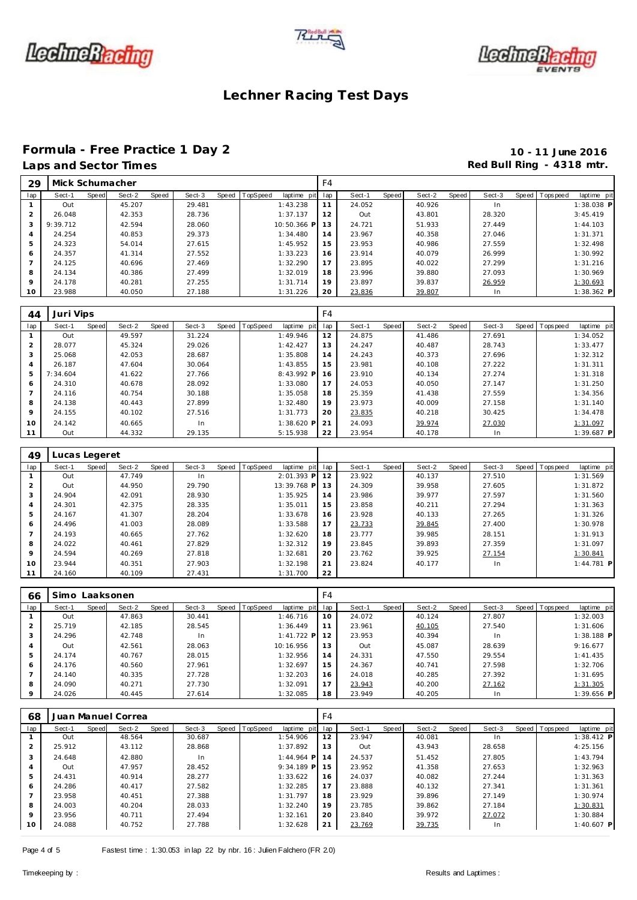# Lechner Racing Test Days

## Formula - Free Practice 1 Day 2

**Laps and Sector Times**

**10 - 11 June 2016**
**Red Bull Ring - 4318 mtr.**

| 29 | Mick Schumacher | | | | | | | | F4 | | | | | | | | |
|---|---|---|---|---|---|---|---|---|---|---|---|---|---|---|---|---|---|
| lap | Sect-1 | Speed | Sect-2 | Speed | Sect-3 | Speed | TopSpeed | laptime pit | lap | Sect-1 | Speed | Sect-2 | Speed | Sect-3 | Speed | Topspeed | laptime pit |
| 1 | Out | | 45.207 | | 29.481 | | | 1:43.238 | 11 | 24.052 | | 40.926 | | In | | | 1:38.038 P |
| 2 | 26.048 | | 42.353 | | 28.736 | | | 1:37.137 | 12 | Out | | 43.801 | | 28.320 | | | 3:45.419 |
| 3 | 9:39.712 | | 42.594 | | 28.060 | | | 10:50.366 P | 13 | 24.721 | | 51.933 | | 27.449 | | | 1:44.103 |
| 4 | 24.254 | | 40.853 | | 29.373 | | | 1:34.480 | 14 | 23.967 | | 40.358 | | 27.046 | | | 1:31.371 |
| 5 | 24.323 | | 54.014 | | 27.615 | | | 1:45.952 | 15 | 23.953 | | 40.986 | | 27.559 | | | 1:32.498 |
| 6 | 24.357 | | 41.314 | | 27.552 | | | 1:33.223 | 16 | 23.914 | | 40.079 | | 26.999 | | | 1:30.992 |
| 7 | 24.125 | | 40.696 | | 27.469 | | | 1:32.290 | 17 | 23.895 | | 40.022 | | 27.299 | | | 1:31.216 |
| 8 | 24.134 | | 40.386 | | 27.499 | | | 1:32.019 | 18 | 23.996 | | 39.880 | | 27.093 | | | 1:30.969 |
| 9 | 24.178 | | 40.281 | | 27.255 | | | 1:31.714 | 19 | 23.897 | | 39.837 | | 26.959 | | | 1:30.693 |
| 10 | 23.988 | | 40.050 | | 27.188 | | | 1:31.226 | 20 | 23.836 | | 39.807 | | In | | | 1:38.362 P |

| 44 | Juri Vips | | | | | | | | F4 | | | | | | | | |
|---|---|---|---|---|---|---|---|---|---|---|---|---|---|---|---|---|---|
| lap | Sect-1 | Speed | Sect-2 | Speed | Sect-3 | Speed | TopSpeed | laptime pit | lap | Sect-1 | Speed | Sect-2 | Speed | Sect-3 | Speed | Topspeed | laptime pit |
| 1 | Out | | 49.597 | | 31.224 | | | 1:49.946 | 12 | 24.875 | | 41.486 | | 27.691 | | | 1:34.052 |
| 2 | 28.077 | | 45.324 | | 29.026 | | | 1:42.427 | 13 | 24.247 | | 40.487 | | 28.743 | | | 1:33.477 |
| 3 | 25.068 | | 42.053 | | 28.687 | | | 1:35.808 | 14 | 24.243 | | 40.373 | | 27.696 | | | 1:32.312 |
| 4 | 26.187 | | 47.604 | | 30.064 | | | 1:43.855 | 15 | 23.981 | | 40.108 | | 27.222 | | | 1:31.311 |
| 5 | 7:34.604 | | 41.622 | | 27.766 | | | 8:43.992 P | 16 | 23.910 | | 40.134 | | 27.274 | | | 1:31.318 |
| 6 | 24.310 | | 40.678 | | 28.092 | | | 1:33.080 | 17 | 24.053 | | 40.050 | | 27.147 | | | 1:31.250 |
| 7 | 24.116 | | 40.754 | | 30.188 | | | 1:35.058 | 18 | 25.359 | | 41.438 | | 27.559 | | | 1:34.356 |
| 8 | 24.138 | | 40.443 | | 27.899 | | | 1:32.480 | 19 | 23.973 | | 40.009 | | 27.158 | | | 1:31.140 |
| 9 | 24.155 | | 40.102 | | 27.516 | | | 1:31.773 | 20 | 23.835 | | 40.218 | | 30.425 | | | 1:34.478 |
| 10 | 24.142 | | 40.665 | | In | | | 1:38.620 P | 21 | 24.093 | | 39.974 | | 27.030 | | | 1:31.097 |
| 11 | Out | | 44.332 | | 29.135 | | | 5:15.938 | 22 | 23.954 | | 40.178 | | In | | | 1:39.687 P |

| 49 | Lucas Legeret | | | | | | | | | | | | | | | | |
|---|---|---|---|---|---|---|---|---|---|---|---|---|---|---|---|---|---|
| lap | Sect-1 | Speed | Sect-2 | Speed | Sect-3 | Speed | TopSpeed | laptime pit | lap | Sect-1 | Speed | Sect-2 | Speed | Sect-3 | Speed | Topspeed | laptime pit |
| 1 | Out | | 47.749 | | In | | | 2:01.393 P | 12 | 23.922 | | 40.137 | | 27.510 | | | 1:31.569 |
| 2 | Out | | 44.950 | | 29.790 | | | 13:39.768 P | 13 | 24.309 | | 39.958 | | 27.605 | | | 1:31.872 |
| 3 | 24.904 | | 42.091 | | 28.930 | | | 1:35.925 | 14 | 23.986 | | 39.977 | | 27.597 | | | 1:31.560 |
| 4 | 24.301 | | 42.375 | | 28.335 | | | 1:35.011 | 15 | 23.858 | | 40.211 | | 27.294 | | | 1:31.363 |
| 5 | 24.167 | | 41.307 | | 28.204 | | | 1:33.678 | 16 | 23.928 | | 40.133 | | 27.265 | | | 1:31.326 |
| 6 | 24.496 | | 41.003 | | 28.089 | | | 1:33.588 | 17 | 23.733 | | 39.845 | | 27.400 | | | 1:30.978 |
| 7 | 24.193 | | 40.665 | | 27.762 | | | 1:32.620 | 18 | 23.777 | | 39.985 | | 28.151 | | | 1:31.913 |
| 8 | 24.022 | | 40.461 | | 27.829 | | | 1:32.312 | 19 | 23.845 | | 39.893 | | 27.359 | | | 1:31.097 |
| 9 | 24.594 | | 40.269 | | 27.818 | | | 1:32.681 | 20 | 23.762 | | 39.925 | | 27.154 | | | 1:30.841 |
| 10 | 23.944 | | 40.351 | | 27.903 | | | 1:32.198 | 21 | 23.824 | | 40.177 | | In | | | 1:44.781 P |
| 11 | 24.160 | | 40.109 | | 27.431 | | | 1:31.700 | 22 | | | | | | | | |

| 66 | Simo Laaksonen | | | | | | | | F4 | | | | | | | | |
|---|---|---|---|---|---|---|---|---|---|---|---|---|---|---|---|---|---|
| lap | Sect-1 | Speed | Sect-2 | Speed | Sect-3 | Speed | TopSpeed | laptime pit | lap | Sect-1 | Speed | Sect-2 | Speed | Sect-3 | Speed | Topspeed | laptime pit |
| 1 | Out | | 47.863 | | 30.441 | | | 1:46.716 | 10 | 24.072 | | 40.124 | | 27.807 | | | 1:32.003 |
| 2 | 25.719 | | 42.185 | | 28.545 | | | 1:36.449 | 11 | 23.961 | | 40.105 | | 27.540 | | | 1:31.606 |
| 3 | 24.296 | | 42.748 | | In | | | 1:41.722 P | 12 | 23.953 | | 40.394 | | In | | | 1:38.188 P |
| 4 | Out | | 42.561 | | 28.063 | | | 10:16.956 | 13 | Out | | 45.087 | | 28.639 | | | 9:16.677 |
| 5 | 24.174 | | 40.767 | | 28.015 | | | 1:32.956 | 14 | 24.331 | | 47.550 | | 29.554 | | | 1:41.435 |
| 6 | 24.176 | | 40.560 | | 27.961 | | | 1:32.697 | 15 | 24.367 | | 40.741 | | 27.598 | | | 1:32.706 |
| 7 | 24.140 | | 40.335 | | 27.728 | | | 1:32.203 | 16 | 24.018 | | 40.285 | | 27.392 | | | 1:31.695 |
| 8 | 24.090 | | 40.271 | | 27.730 | | | 1:32.091 | 17 | 23.943 | | 40.200 | | 27.162 | | | 1:31.305 |
| 9 | 24.026 | | 40.445 | | 27.614 | | | 1:32.085 | 18 | 23.949 | | 40.205 | | In | | | 1:39.656 P |

| 68 | Juan Manuel Correa | | | | | | | | F4 | | | | | | | | |
|---|---|---|---|---|---|---|---|---|---|---|---|---|---|---|---|---|---|
| lap | Sect-1 | Speed | Sect-2 | Speed | Sect-3 | Speed | TopSpeed | laptime pit | lap | Sect-1 | Speed | Sect-2 | Speed | Sect-3 | Speed | Topspeed | laptime pit |
| 1 | Out | | 48.564 | | 30.687 | | | 1:54.906 | 12 | 23.947 | | 40.081 | | In | | | 1:38.412 P |
| 2 | 25.912 | | 43.112 | | 28.868 | | | 1:37.892 | 13 | Out | | 43.943 | | 28.658 | | | 4:25.156 |
| 3 | 24.648 | | 42.880 | | In | | | 1:44.964 P | 14 | 24.537 | | 51.452 | | 27.805 | | | 1:43.794 |
| 4 | Out | | 47.957 | | 28.452 | | | 9:34.189 P | 15 | 23.952 | | 41.358 | | 27.653 | | | 1:32.963 |
| 5 | 24.431 | | 40.914 | | 28.277 | | | 1:33.622 | 16 | 24.037 | | 40.082 | | 27.244 | | | 1:31.363 |
| 6 | 24.286 | | 40.417 | | 27.582 | | | 1:32.285 | 17 | 23.888 | | 40.132 | | 27.341 | | | 1:31.361 |
| 7 | 23.958 | | 40.451 | | 27.388 | | | 1:31.797 | 18 | 23.929 | | 39.896 | | 27.149 | | | 1:30.974 |
| 8 | 24.003 | | 40.204 | | 28.033 | | | 1:32.240 | 19 | 23.785 | | 39.862 | | 27.184 | | | 1:30.831 |
| 9 | 23.956 | | 40.711 | | 27.494 | | | 1:32.161 | 20 | 23.840 | | 39.972 | | 27.072 | | | 1:30.884 |
| 10 | 24.088 | | 40.752 | | 27.788 | | | 1:32.628 | 21 | 23.769 | | 39.735 | | In | | | 1:40.607 P |

Fastest time : 1:30.053 in lap 22 by nbr. 16 : Julien Falchero (FR 2.0)

Timekeeping by : Results and Laptimes :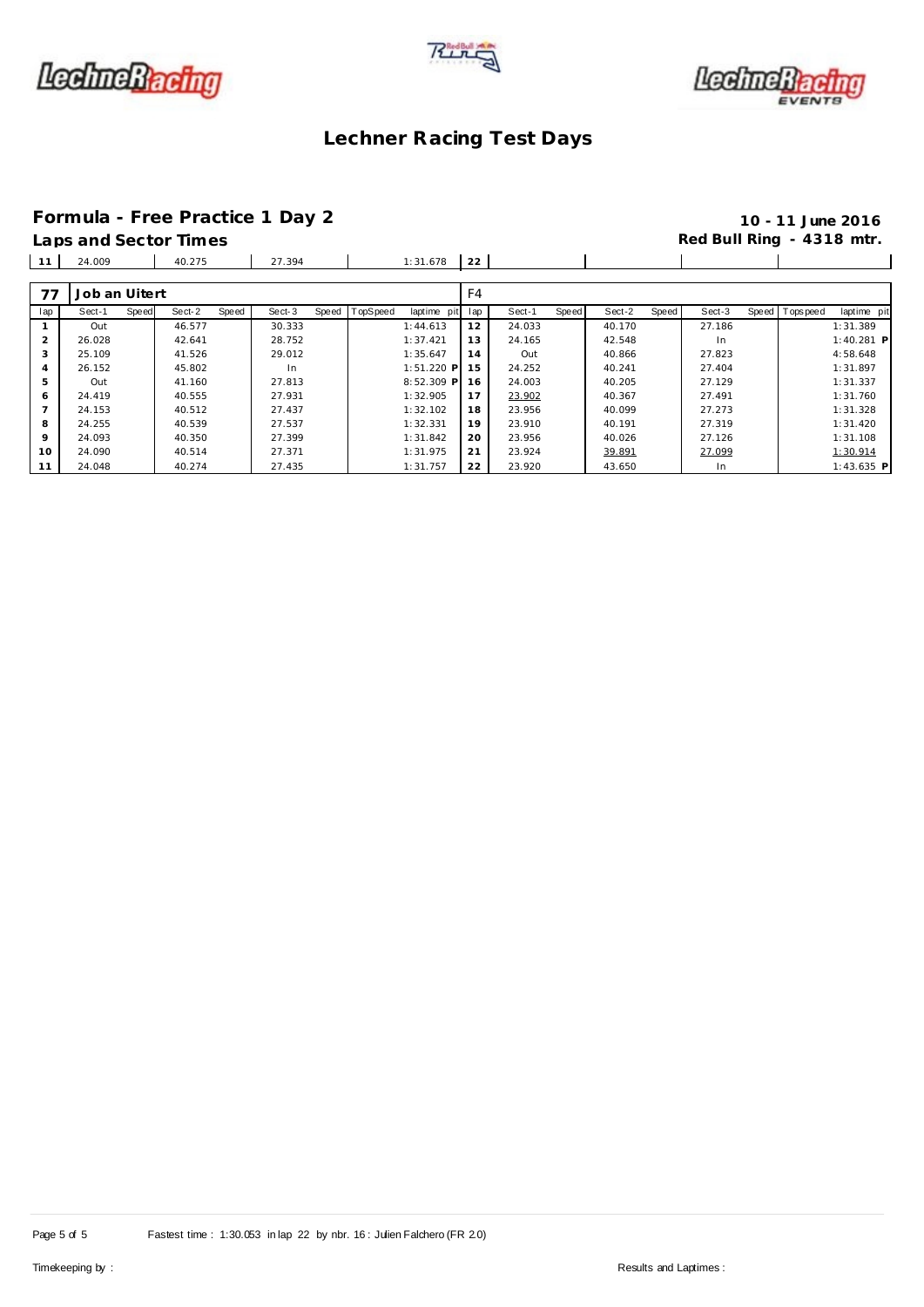# Lechner Racing Test Days

## Formula - Free Practice 1 Day 2

**10 - 11 June 2016**

### Laps and Sector Times

**Red Bull Ring - 4318 mtr.**

| lap | Sect-1 | Speed | Sect-2 | Speed | Sect-3 | Speed | TopSpeed | laptime pit | lap | Sect-1 | Speed | Sect-2 | Speed | Sect-3 | Speed | Topspeed | laptime pit |
|---|---|---|---|---|---|---|---|---|---|---|---|---|---|---|---|---|---|
| 11 | 24.009 | | 40.275 | | 27.394 | | | 1:31.678 | 22 | | | | | | | | |

**77 Job an Uitert** — F4

| lap | Sect-1 | Speed | Sect-2 | Speed | Sect-3 | Speed | TopSpeed | laptime pit | lap | Sect-1 | Speed | Sect-2 | Speed | Sect-3 | Speed | Topspeed | laptime pit |
|---|---|---|---|---|---|---|---|---|---|---|---|---|---|---|---|---|---|
| 1 | Out | | 46.577 | | 30.333 | | | 1:44.613 | 12 | 24.033 | | 40.170 | | 27.186 | | | 1:31.389 |
| 2 | 26.028 | | 42.641 | | 28.752 | | | 1:37.421 | 13 | 24.165 | | 42.548 | | In | | | 1:40.281 P |
| 3 | 25.109 | | 41.526 | | 29.012 | | | 1:35.647 | 14 | Out | | 40.866 | | 27.823 | | | 4:58.648 |
| 4 | 26.152 | | 45.802 | | In | | | 1:51.220 P | 15 | 24.252 | | 40.241 | | 27.404 | | | 1:31.897 |
| 5 | Out | | 41.160 | | 27.813 | | | 8:52.309 P | 16 | 24.003 | | 40.205 | | 27.129 | | | 1:31.337 |
| 6 | 24.419 | | 40.555 | | 27.931 | | | 1:32.905 | 17 | 23.902 | | 40.367 | | 27.491 | | | 1:31.760 |
| 7 | 24.153 | | 40.512 | | 27.437 | | | 1:32.102 | 18 | 23.956 | | 40.099 | | 27.273 | | | 1:31.328 |
| 8 | 24.255 | | 40.539 | | 27.537 | | | 1:32.331 | 19 | 23.910 | | 40.191 | | 27.319 | | | 1:31.420 |
| 9 | 24.093 | | 40.350 | | 27.399 | | | 1:31.842 | 20 | 23.956 | | 40.026 | | 27.126 | | | 1:31.108 |
| 10 | 24.090 | | 40.514 | | 27.371 | | | 1:31.975 | 21 | 23.924 | | 39.891 | | 27.099 | | | 1:30.914 |
| 11 | 24.048 | | 40.274 | | 27.435 | | | 1:31.757 | 22 | 23.920 | | 43.650 | | In | | | 1:43.635 P |

Fastest time : 1:30.053 in lap 22 by nbr. 16 : Julien Falchero (FR 2.0)

Timekeeping by :

Results and Laptimes :